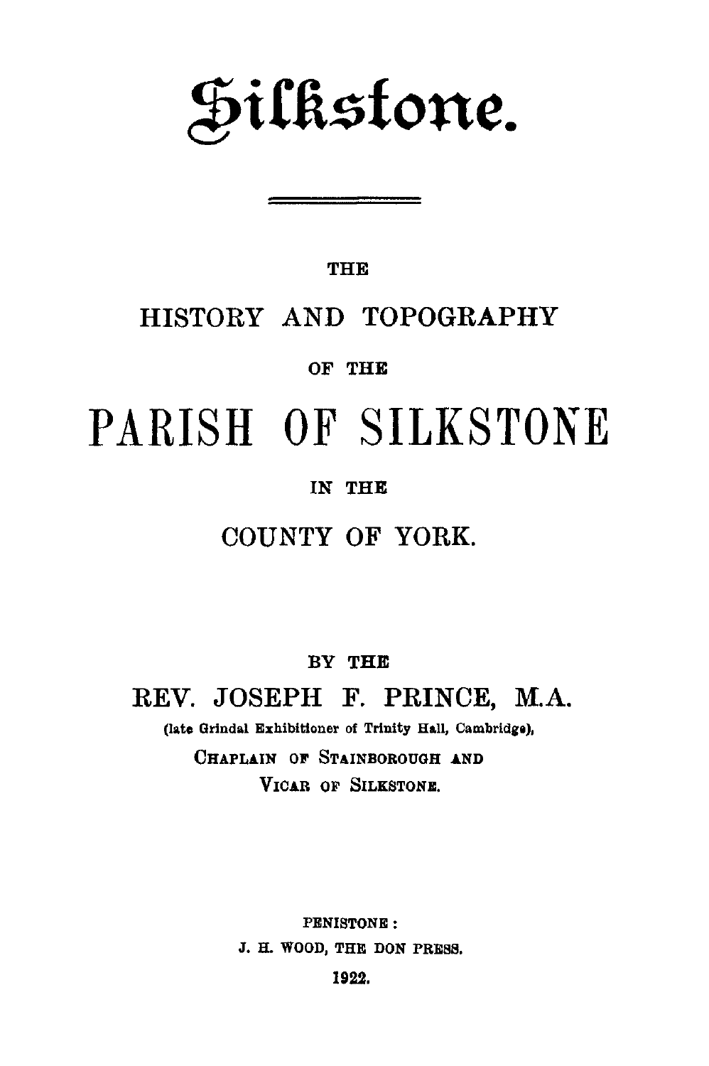# Silkstone.

---

THE

HISTORY AND TOPOGRAPHY

OF THE

# PARISH OF SILKSTONE

IN THE

COUNTY OF YORK.

BY THE

REV. JOSEPH F. PRINCE, M.A.

(late Grindal Exhibitioner of Trinity Hall, Cambridge),

CHAPLAIN OF STAINBOROUGH AND

VICAR OF SILKSTONE.

PENISTONE:

J. H. WOOD, THE DON PRESS.

1922.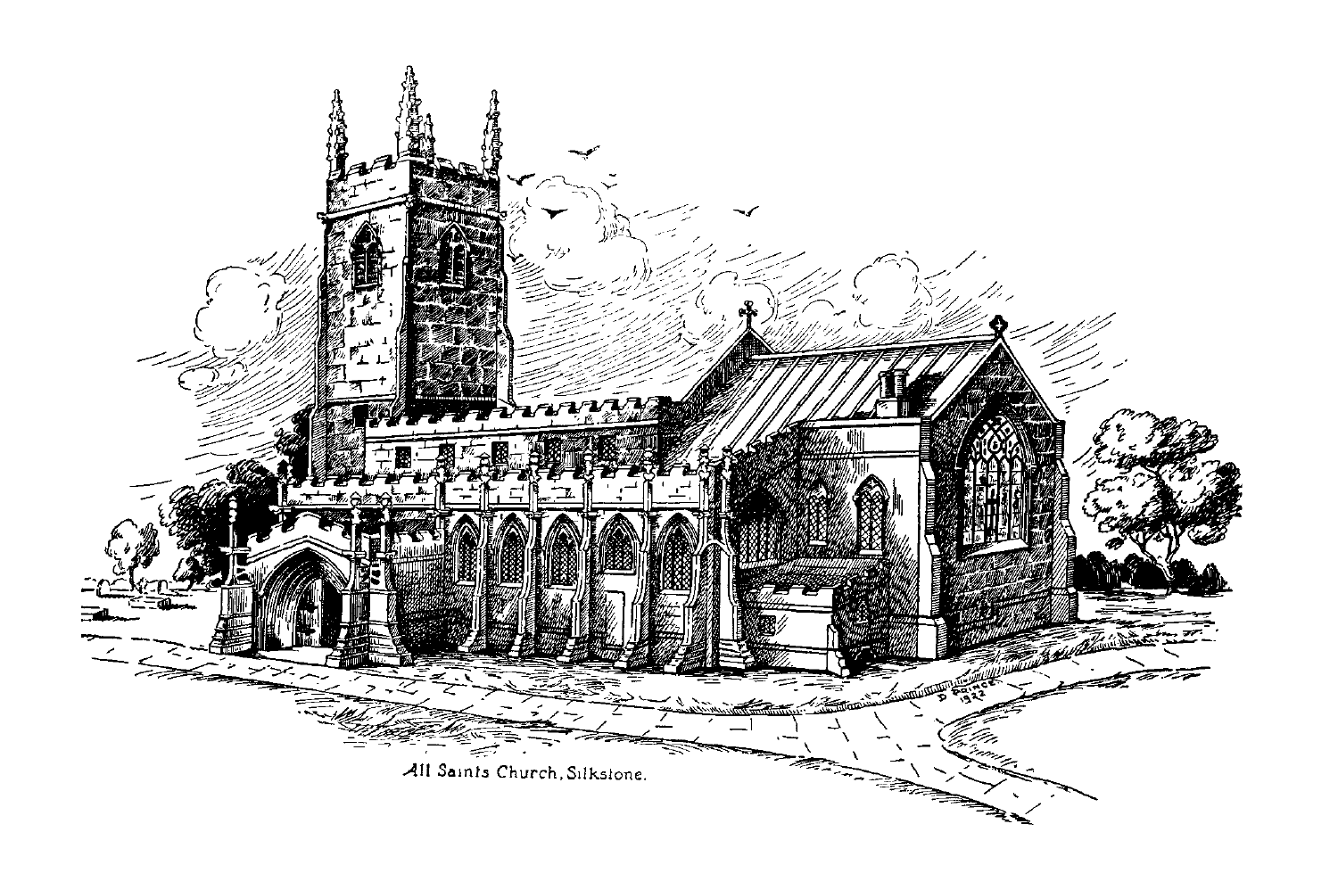All Saints Church, Silkstone.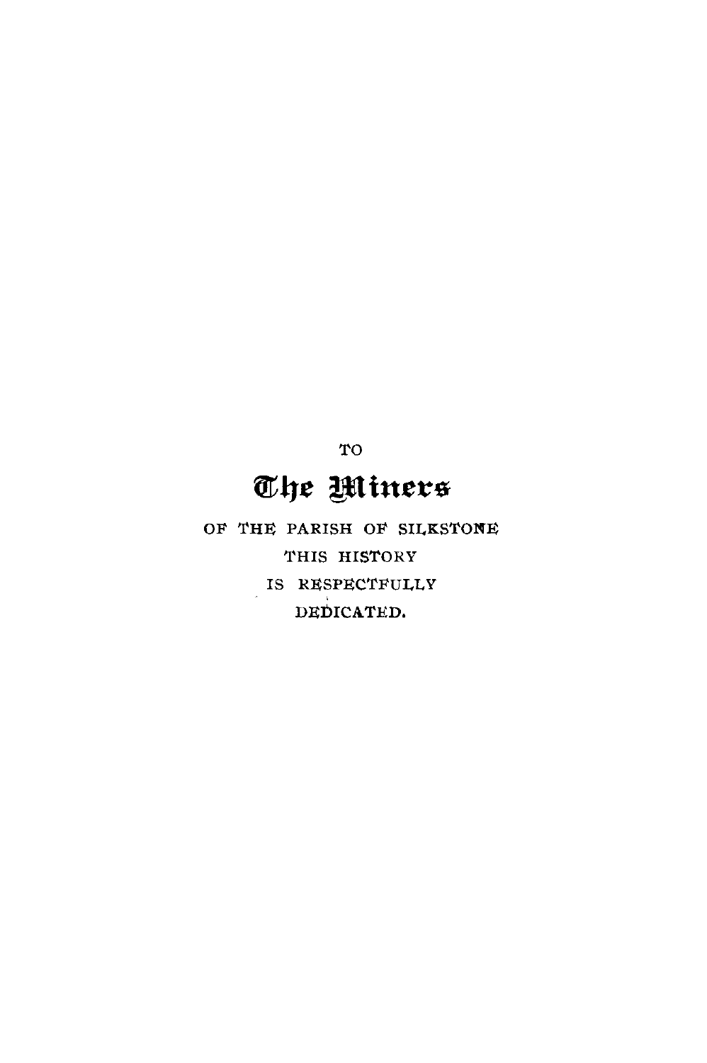TO

**The Miners**

OF THE PARISH OF SILKSTONE

THIS HISTORY

IS RESPECTFULLY

DEDICATED.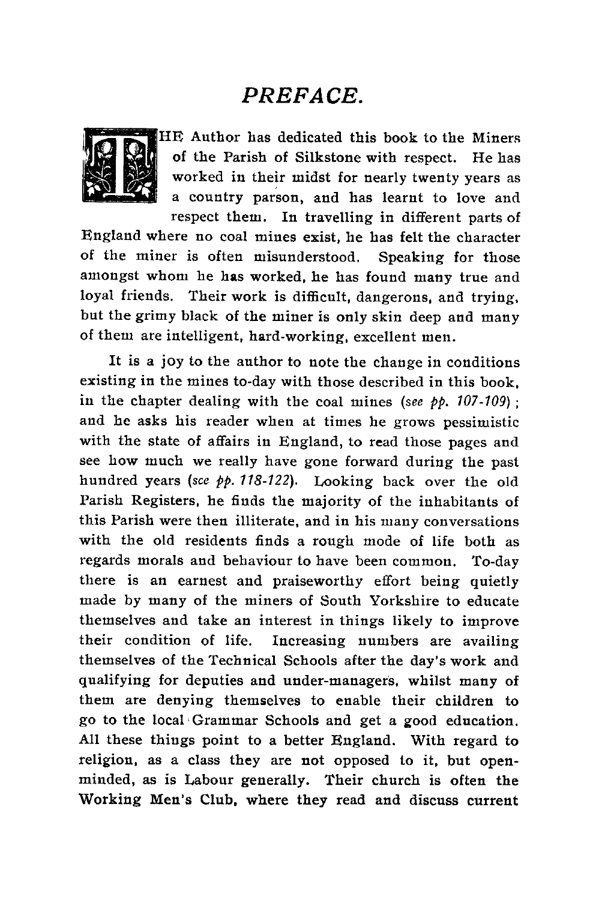# PREFACE.

THE Author has dedicated this book to the Miners of the Parish of Silkstone with respect. He has worked in their midst for nearly twenty years as a country parson, and has learnt to love and respect them. In travelling in different parts of England where no coal mines exist, he has felt the character of the miner is often misunderstood. Speaking for those amongst whom he has worked, he has found many true and loyal friends. Their work is difficult, dangerons, and trying, but the grimy black of the miner is only skin deep and many of them are intelligent, hard-working, excellent men.

It is a joy to the author to note the change in conditions existing in the mines to-day with those described in this book, in the chapter dealing with the coal mines (*see pp. 107-109*); and he asks his reader when at times he grows pessimistic with the state of affairs in England, to read those pages and see how much we really have gone forward during the past hundred years (*see pp. 118-122*). Looking back over the old Parish Registers, he finds the majority of the inhabitants of this Parish were then illiterate, and in his many conversations with the old residents finds a rough mode of life both as regards morals and behaviour to have been common. To-day there is an earnest and praiseworthy effort being quietly made by many of the miners of South Yorkshire to educate themselves and take an interest in things likely to improve their condition of life. Increasing numbers are availing themselves of the Technical Schools after the day's work and qualifying for deputies and under-managers, whilst many of them are denying themselves to enable their children to go to the local Grammar Schools and get a good education. All these things point to a better England. With regard to religion, as a class they are not opposed to it, but open-minded, as is Labour generally. Their church is often the Working Men's Club, where they read and discuss current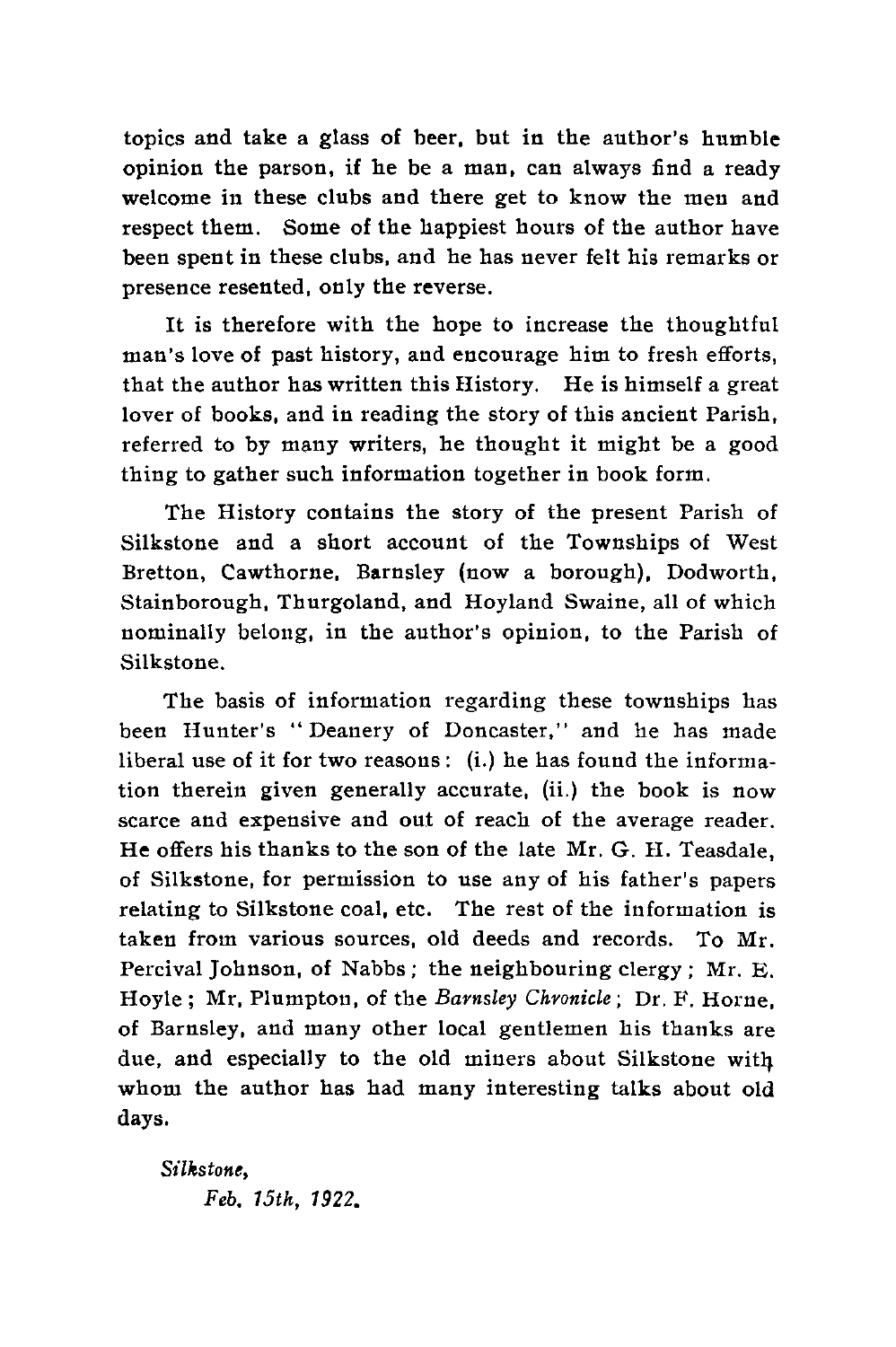topics and take a glass of beer, but in the author's humble opinion the parson, if he be a man, can always find a ready welcome in these clubs and there get to know the men and respect them. Some of the happiest hours of the author have been spent in these clubs, and he has never felt his remarks or presence resented, only the reverse.

It is therefore with the hope to increase the thoughtful man's love of past history, and encourage him to fresh efforts, that the author has written this History. He is himself a great lover of books, and in reading the story of this ancient Parish, referred to by many writers, he thought it might be a good thing to gather such information together in book form.

The History contains the story of the present Parish of Silkstone and a short account of the Townships of West Bretton, Cawthorne, Barnsley (now a borough), Dodworth, Stainborough, Thurgoland, and Hoyland Swaine, all of which nominally belong, in the author's opinion, to the Parish of Silkstone.

The basis of information regarding these townships has been Hunter's "Deanery of Doncaster," and he has made liberal use of it for two reasons: (i.) he has found the information therein given generally accurate, (ii.) the book is now scarce and expensive and out of reach of the average reader. He offers his thanks to the son of the late Mr. G. H. Teasdale, of Silkstone, for permission to use any of his father's papers relating to Silkstone coal, etc. The rest of the information is taken from various sources, old deeds and records. To Mr. Percival Johnson, of Nabbs; the neighbouring clergy; Mr. E. Hoyle; Mr. Plumpton, of the *Barnsley Chronicle*; Dr. F. Horne, of Barnsley, and many other local gentlemen his thanks are due, and especially to the old miners about Silkstone with whom the author has had many interesting talks about old days.

*Silkstone,*
*Feb. 15th, 1922.*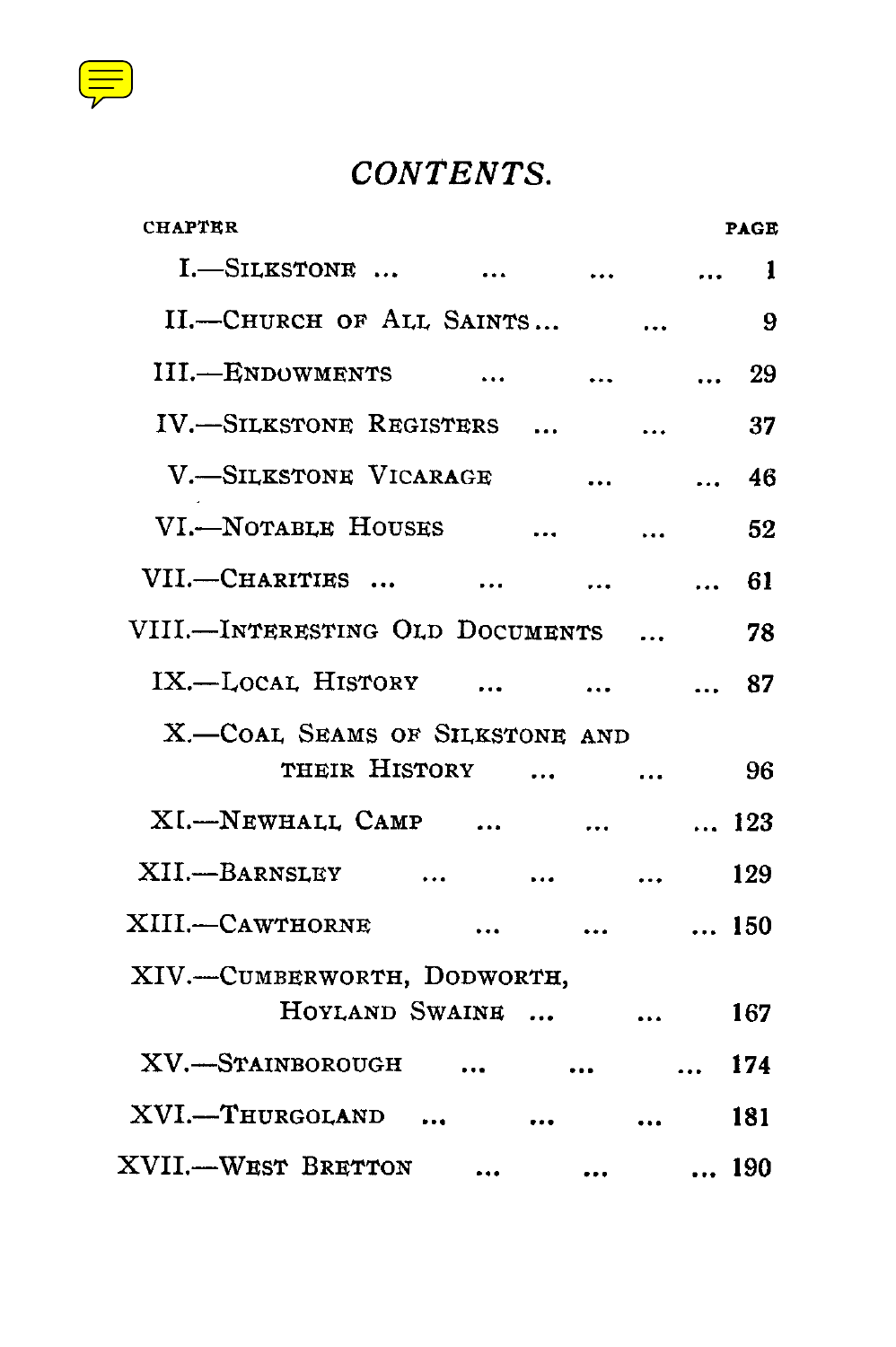# *CONTENTS.*

| CHAPTER | PAGE |
|---|---|
| I.—SILKSTONE ... ... ... ... | 1 |
| II.—CHURCH OF ALL SAINTS... ... | 9 |
| III.—ENDOWMENTS ... ... ... | 29 |
| IV.—SILKSTONE REGISTERS ... ... | 37 |
| V.—SILKSTONE VICARAGE ... ... | 46 |
| VI.—NOTABLE HOUSES ... ... | 52 |
| VII.—CHARITIES ... ... ... ... | 61 |
| VIII.—INTERESTING OLD DOCUMENTS ... | 78 |
| IX.—LOCAL HISTORY ... ... ... | 87 |
| X.—COAL SEAMS OF SILKSTONE AND THEIR HISTORY ... ... | 96 |
| XI.—NEWHALL CAMP ... ... ... | 123 |
| XII.—BARNSLEY ... ... ... | 129 |
| XIII.—CAWTHORNE ... ... ... | 150 |
| XIV.—CUMBERWORTH, DODWORTH, HOYLAND SWAINE ... ... | 167 |
| XV.—STAINBOROUGH ... ... ... | 174 |
| XVI.—THURGOLAND ... ... ... | 181 |
| XVII.—WEST BRETTON ... ... ... | 190 |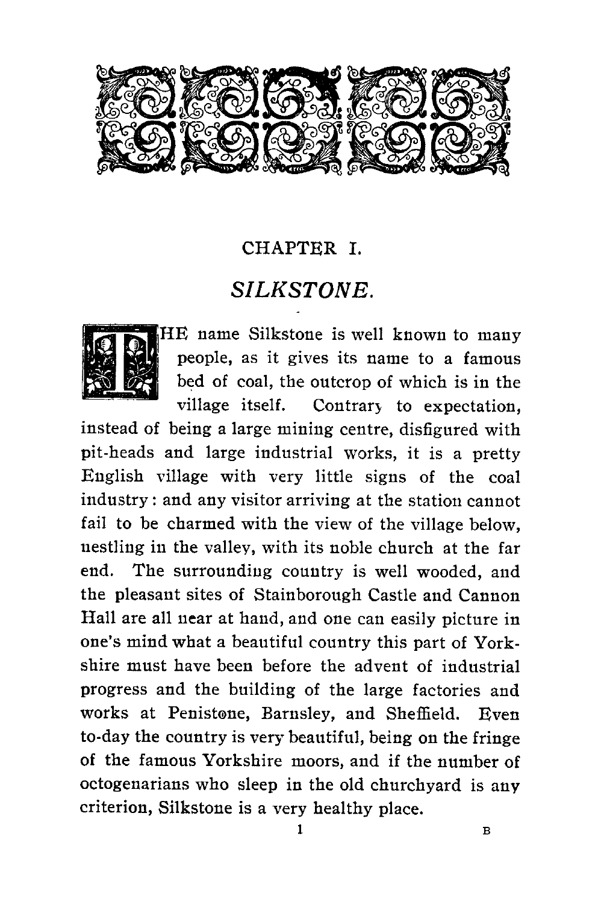# CHAPTER I.

## *SILKSTONE.*

THE name Silkstone is well known to many people, as it gives its name to a famous bed of coal, the outcrop of which is in the village itself. Contrary to expectation, instead of being a large mining centre, disfigured with pit-heads and large industrial works, it is a pretty English village with very little signs of the coal industry: and any visitor arriving at the station cannot fail to be charmed with the view of the village below, nestling in the valley, with its noble church at the far end. The surrounding country is well wooded, and the pleasant sites of Stainborough Castle and Cannon Hall are all near at hand, and one can easily picture in one's mind what a beautiful country this part of Yorkshire must have been before the advent of industrial progress and the building of the large factories and works at Penistone, Barnsley, and Sheffield. Even to-day the country is very beautiful, being on the fringe of the famous Yorkshire moors, and if the number of octogenarians who sleep in the old churchyard is any criterion, Silkstone is a very healthy place.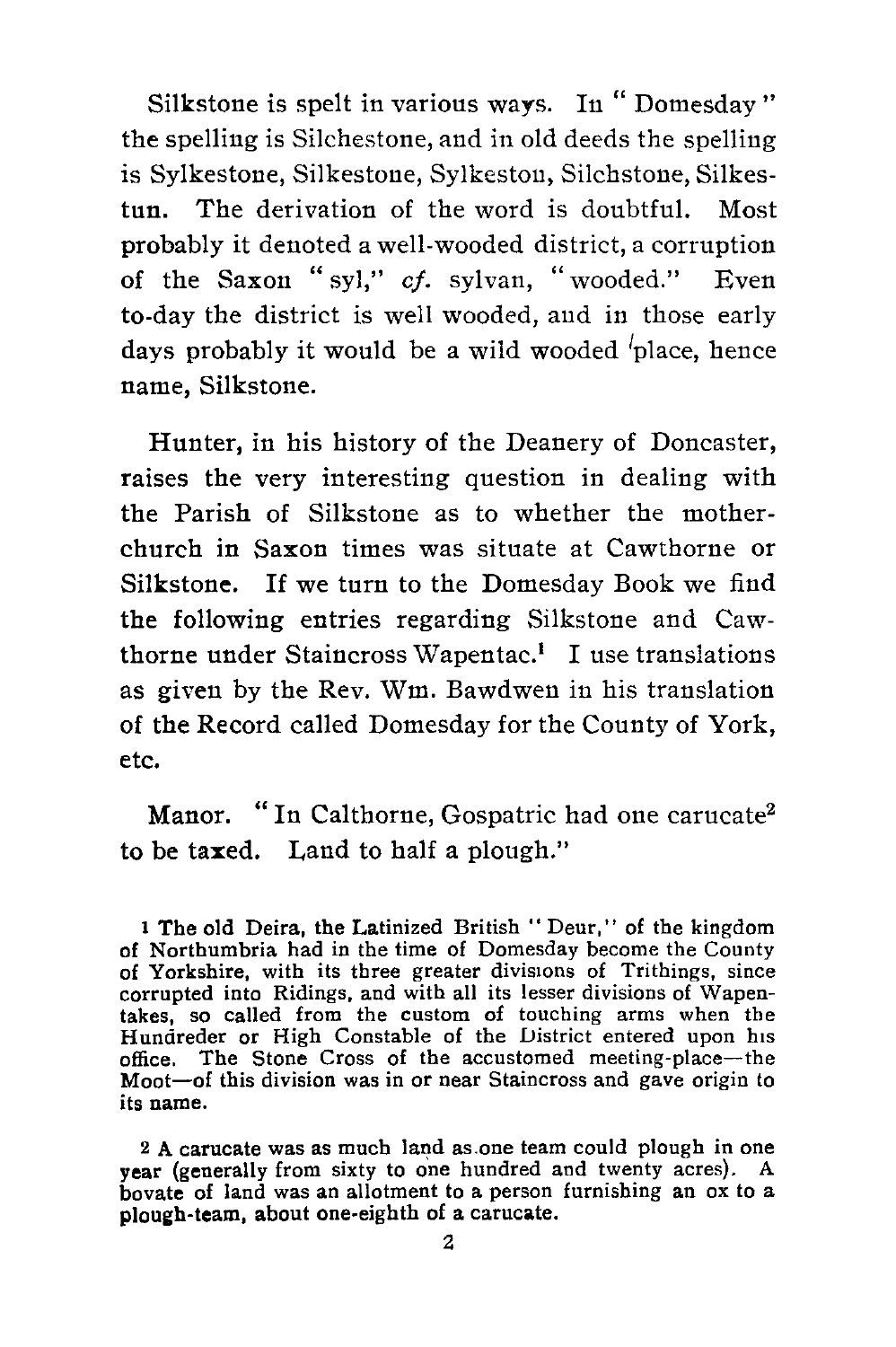Silkstone is spelt in various ways. In "Domesday" the spelling is Silchestone, and in old deeds the spelling is Sylkestone, Silkestone, Sylkeston, Silchstone, Silkestun. The derivation of the word is doubtful. Most probably it denoted a well-wooded district, a corruption of the Saxon "syl," *cf.* sylvan, "wooded." Even to-day the district is well wooded, and in those early days probably it would be a wild wooded place, hence name, Silkstone.

Hunter, in his history of the Deanery of Doncaster, raises the very interesting question in dealing with the Parish of Silkstone as to whether the mother-church in Saxon times was situate at Cawthorne or Silkstone. If we turn to the Domesday Book we find the following entries regarding Silkstone and Cawthorne under Staincross Wapentac.[1] I use translations as given by the Rev. Wm. Bawdwen in his translation of the Record called Domesday for the County of York, etc.

Manor. "In Calthorne, Gospatric had one carucate[2] to be taxed. Land to half a plough."

1 The old Deira, the Latinized British "Deur," of the kingdom of Northumbria had in the time of Domesday become the County of Yorkshire, with its three greater divisions of Trithings, since corrupted into Ridings, and with all its lesser divisions of Wapentakes, so called from the custom of touching arms when the Hundreder or High Constable of the District entered upon his office. The Stone Cross of the accustomed meeting-place—the Moot—of this division was in or near Staincross and gave origin to its name.

2 A carucate was as much land as one team could plough in one year (generally from sixty to one hundred and twenty acres). A bovate of land was an allotment to a person furnishing an ox to a plough-team, about one-eighth of a carucate.